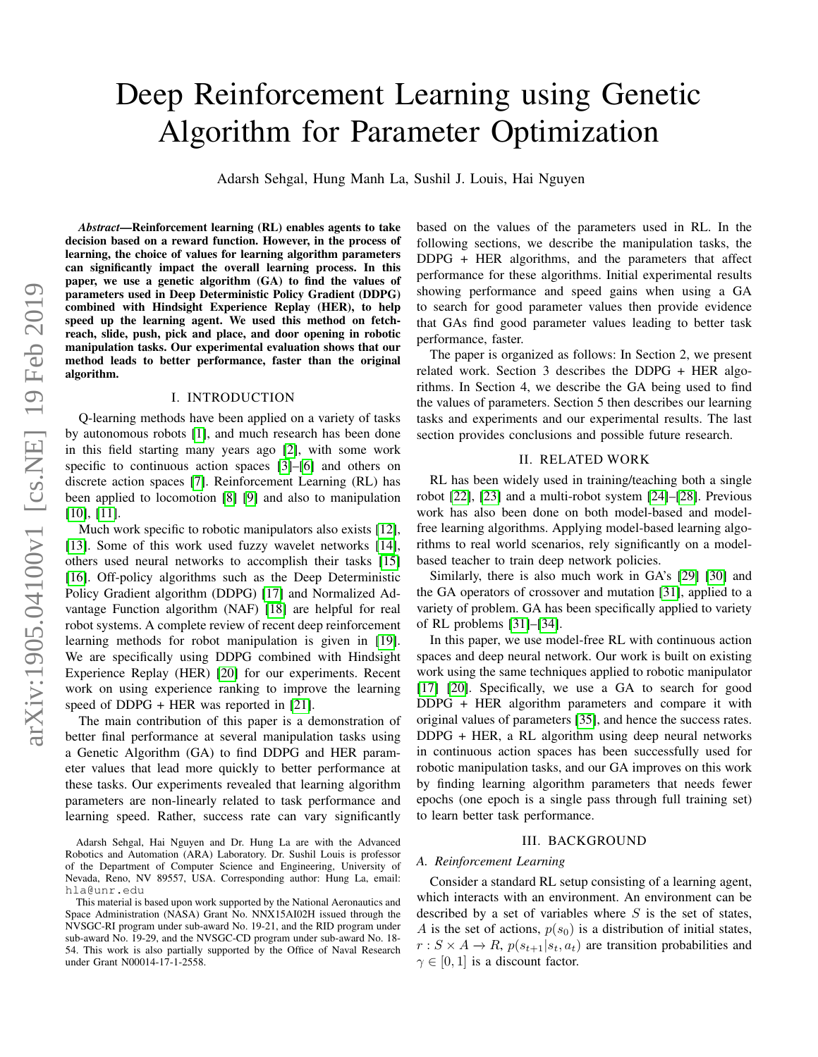# Deep Reinforcement Learning using Genetic Algorithm for Parameter Optimization

Adarsh Sehgal, Hung Manh La, Sushil J. Louis, Hai Nguyen

***Abstract*—Reinforcement learning (RL) enables agents to take decision based on a reward function. However, in the process of learning, the choice of values for learning algorithm parameters can significantly impact the overall learning process. In this paper, we use a genetic algorithm (GA) to find the values of parameters used in Deep Deterministic Policy Gradient (DDPG) combined with Hindsight Experience Replay (HER), to help speed up the learning agent. We used this method on fetch-reach, slide, push, pick and place, and door opening in robotic manipulation tasks. Our experimental evaluation shows that our method leads to better performance, faster than the original algorithm.**

## I. INTRODUCTION

Q-learning methods have been applied on a variety of tasks by autonomous robots [1], and much research has been done in this field starting many years ago [2], with some work specific to continuous action spaces [3]–[6] and others on discrete action spaces [7]. Reinforcement Learning (RL) has been applied to locomotion [8] [9] and also to manipulation [10], [11].

Much work specific to robotic manipulators also exists [12], [13]. Some of this work used fuzzy wavelet networks [14], others used neural networks to accomplish their tasks [15] [16]. Off-policy algorithms such as the Deep Deterministic Policy Gradient algorithm (DDPG) [17] and Normalized Advantage Function algorithm (NAF) [18] are helpful for real robot systems. A complete review of recent deep reinforcement learning methods for robot manipulation is given in [19]. We are specifically using DDPG combined with Hindsight Experience Replay (HER) [20] for our experiments. Recent work on using experience ranking to improve the learning speed of DDPG + HER was reported in [21].

The main contribution of this paper is a demonstration of better final performance at several manipulation tasks using a Genetic Algorithm (GA) to find DDPG and HER parameter values that lead more quickly to better performance at these tasks. Our experiments revealed that learning algorithm parameters are non-linearly related to task performance and learning speed. Rather, success rate can vary significantly based on the values of the parameters used in RL. In the following sections, we describe the manipulation tasks, the DDPG + HER algorithms, and the parameters that affect performance for these algorithms. Initial experimental results showing performance and speed gains when using a GA to search for good parameter values then provide evidence that GAs find good parameter values leading to better task performance, faster.

The paper is organized as follows: In Section 2, we present related work. Section 3 describes the DDPG + HER algorithms. In Section 4, we describe the GA being used to find the values of parameters. Section 5 then describes our learning tasks and experiments and our experimental results. The last section provides conclusions and possible future research.

Adarsh Sehgal, Hai Nguyen and Dr. Hung La are with the Advanced Robotics and Automation (ARA) Laboratory. Dr. Sushil Louis is professor of the Department of Computer Science and Engineering, University of Nevada, Reno, NV 89557, USA. Corresponding author: Hung La, email: hla@unr.edu

This material is based upon work supported by the National Aeronautics and Space Administration (NASA) Grant No. NNX15AI02H issued through the NVSGC-RI program under sub-award No. 19-21, and the RID program under sub-award No. 19-29, and the NVSGC-CD program under sub-award No. 18-54. This work is also partially supported by the Office of Naval Research under Grant N00014-17-1-2558.

## II. RELATED WORK

RL has been widely used in training/teaching both a single robot [22], [23] and a multi-robot system [24]–[28]. Previous work has also been done on both model-based and model-free learning algorithms. Applying model-based learning algorithms to real world scenarios, rely significantly on a model-based teacher to train deep network policies.

Similarly, there is also much work in GA's [29] [30] and the GA operators of crossover and mutation [31], applied to a variety of problem. GA has been specifically applied to variety of RL problems [31]–[34].

In this paper, we use model-free RL with continuous action spaces and deep neural network. Our work is built on existing work using the same techniques applied to robotic manipulator [17] [20]. Specifically, we use a GA to search for good DDPG + HER algorithm parameters and compare it with original values of parameters [35], and hence the success rates. DDPG + HER, a RL algorithm using deep neural networks in continuous action spaces has been successfully used for robotic manipulation tasks, and our GA improves on this work by finding learning algorithm parameters that needs fewer epochs (one epoch is a single pass through full training set) to learn better task performance.

## III. BACKGROUND

### A. Reinforcement Learning

Consider a standard RL setup consisting of a learning agent, which interacts with an environment. An environment can be described by a set of variables where $S$ is the set of states, $A$ is the set of actions, $p(s_0)$ is a distribution of initial states, $r : S \times A \rightarrow R$, $p(s_{t+1}|s_t, a_t)$ are transition probabilities and $\gamma \in [0, 1]$ is a discount factor.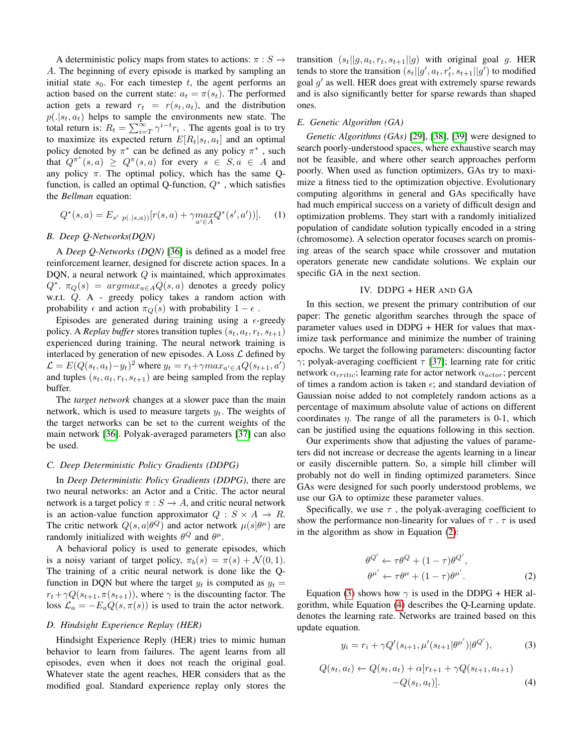A deterministic policy maps from states to actions: $\pi : S \rightarrow A$. The beginning of every episode is marked by sampling an initial state $s_0$. For each timestep $t$, the agent performs an action based on the current state: $a_t = \pi(s_t)$. The performed action gets a reward $r_t = r(s_t, a_t)$, and the distribution $p(.|s_t, a_t)$ helps to sample the environments new state. The total return is: $R_t = \sum_{i=T}^{\infty} \gamma^{i-t} r_i$ . The agents goal is to try to maximize its expected return $E[R_t|s_t, a_t]$ and an optimal policy denoted by $\pi^*$ can be defined as any policy $\pi^*$ , such that $Q^{\pi^*}(s, a) \geq Q^{\pi}(s, a)$ for every $s \in S, a \in A$ and any policy $\pi$. The optimal policy, which has the same Q-function, is called an optimal Q-function, $Q^*$ , which satisfies the *Bellman* equation:

$$Q^*(s, a) = E_{s' \ p(.|s,a))}[r(s, a) + \gamma \underset{a' \in A}{max} Q^*(s', a'))]. \quad (1)$$

### B. Deep Q-Networks(DQN)

A *Deep Q-Networks (DQN)* [36] is defined as a model free reinforcement learner, designed for discrete action spaces. In a DQN, a neural network $Q$ is maintained, which approximates $Q^*$. $\pi_Q(s) = argmax_{a \in A} Q(s, a)$ denotes a greedy policy w.r.t. $Q$. A - greedy policy takes a random action with probability $\epsilon$ and action $\pi_Q(s)$ with probability $1 - \epsilon$ .

Episodes are generated during training using a $\epsilon$-greedy policy. A *Replay buffer* stores transition tuples $(s_t, a_t, r_t, s_{t+1})$ experienced during training. The neural network training is interlaced by generation of new episodes. A Loss $\mathcal{L}$ defined by $\mathcal{L} = E(Q(s_t, a_t) - y_t)^2$ where $y_t = r_t + \gamma max_{a' \in A} Q(s_{t+1}, a')$ and tuples $(s_t, a_t, r_t, s_{t+1})$ are being sampled from the replay buffer.

The *target network* changes at a slower pace than the main network, which is used to measure targets $y_t$. The weights of the target networks can be set to the current weights of the main network [36]. Polyak-averaged parameters [37] can also be used.

### C. Deep Deterministic Policy Gradients (DDPG)

In *Deep Deterministic Policy Gradients (DDPG)*, there are two neural networks: an Actor and a Critic. The actor neural network is a target policy $\pi : S \rightarrow A$, and critic neural network is an action-value function approximator $Q : S \times A \rightarrow R$. The critic network $Q(s, a|\theta^Q)$ and actor network $\mu(s|\theta^\mu)$ are randomly initialized with weights $\theta^Q$ and $\theta^\mu$.

A behavioral policy is used to generate episodes, which is a noisy variant of target policy, $\pi_b(s) = \pi(s) + \mathcal{N}(0, 1)$. The training of a critic neural network is done like the Q-function in DQN but where the target $y_t$ is computed as $y_t = r_t + \gamma Q(s_{t+1}, \pi(s_{t+1}))$, where $\gamma$ is the discounting factor. The loss $\mathcal{L}_a = -E_a Q(s, \pi(s))$ is used to train the actor network.

### D. Hindsight Experience Replay (HER)

Hindsight Experience Reply (HER) tries to mimic human behavior to learn from failures. The agent learns from all episodes, even when it does not reach the original goal. Whatever state the agent reaches, HER considers that as the modified goal. Standard experience replay only stores the transition $(s_t||g, a_t, r_t, s_{t+1}||g)$ with original goal $g$. HER tends to store the transition $(s_t||g', a_t, r'_t, s_{t+1}||g')$ to modified goal $g'$ as well. HER does great with extremely sparse rewards and is also significantly better for sparse rewards than shaped ones.

### E. Genetic Algorithm (GA)

*Genetic Algorithms (GAs)* [29], [38], [39] were designed to search poorly-understood spaces, where exhaustive search may not be feasible, and where other search approaches perform poorly. When used as function optimizers, GAs try to maximize a fitness tied to the optimization objective. Evolutionary computing algorithms in general and GAs specifically have had much empirical success on a variety of difficult design and optimization problems. They start with a randomly initialized population of candidate solution typically encoded in a string (chromosome). A selection operator focuses search on promising areas of the search space while crossover and mutation operators generate new candidate solutions. We explain our specific GA in the next section.

## IV. DDPG + HER and GA

In this section, we present the primary contribution of our paper: The genetic algorithm searches through the space of parameter values used in DDPG + HER for values that maximize task performance and minimize the number of training epochs. We target the following parameters: discounting factor $\gamma$; polyak-averaging coefficient $\tau$ [37]; learning rate for critic network $\alpha_{critic}$; learning rate for actor network $\alpha_{actor}$; percent of times a random action is taken $\epsilon$; and standard deviation of Gaussian noise added to not completely random actions as a percentage of maximum absolute value of actions on different coordinates $\eta$. The range of all the parameters is 0-1, which can be justified using the equations following in this section.

Our experiments show that adjusting the values of parameters did not increase or decrease the agents learning in a linear or easily discernible pattern. So, a simple hill climber will probably not do well in finding optimized parameters. Since GAs were designed for such poorly understood problems, we use our GA to optimize these parameter values.

Specifically, we use $\tau$ , the polyak-averaging coefficient to show the performance non-linearity for values of $\tau$ . $\tau$ is used in the algorithm as show in Equation (2):

$$\begin{aligned} \theta^{Q'} &\leftarrow \tau \theta^Q + (1 - \tau)\theta^{Q'}, \\ \theta^{\mu'} &\leftarrow \tau \theta^\mu + (1 - \tau)\theta^{\mu'}. \end{aligned} \quad (2)$$

Equation (3) shows how $\gamma$ is used in the DDPG + HER algorithm, while Equation (4) describes the Q-Learning update. denotes the learning rate. Networks are trained based on this update equation.

$$y_i = r_i + \gamma Q'(s_{i+1}, \mu'(s_{t+1}|\theta^{\mu'})|\theta^{Q'}), \quad (3)$$

$$\begin{aligned} Q(s_t, a_t) \leftarrow Q(s_t, a_t) + \alpha[r_{t+1} + \gamma Q(s_{t+1}, a_{t+1}) \\ - Q(s_t, a_t)]. \end{aligned} \quad (4)$$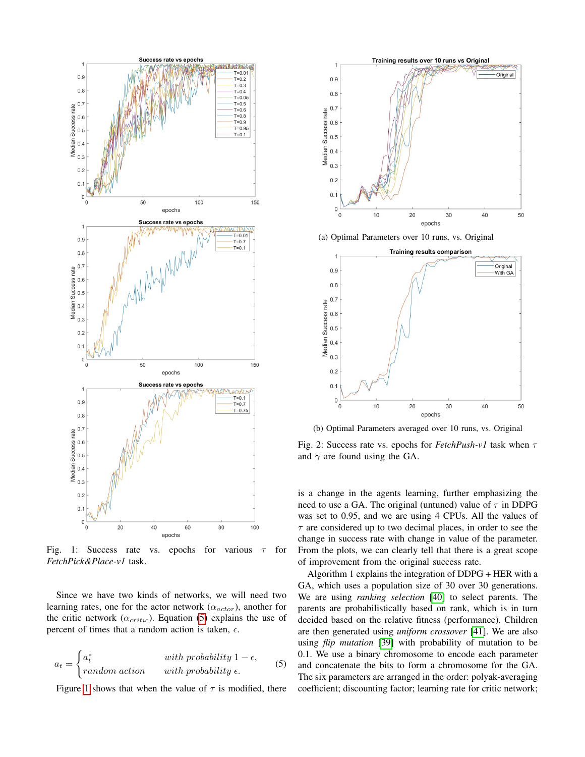Fig. 1: Success rate vs. epochs for various $\tau$ for *FetchPick&Place-v1* task.

Since we have two kinds of networks, we will need two learning rates, one for the actor network ($\alpha_{actor}$), another for the critic network ($\alpha_{critic}$). Equation (5) explains the use of percent of times that a random action is taken, $\epsilon$.

$$a_t = \begin{cases} a_t^* & \textit{with probability } 1 - \epsilon, \\ \textit{random action} & \textit{with probability } \epsilon. \end{cases} \quad (5)$$

Figure 1 shows that when the value of $\tau$ is modified, there is a change in the agents learning, further emphasizing the need to use a GA. The original (untuned) value of $\tau$ in DDPG was set to 0.95, and we are using 4 CPUs. All the values of $\tau$ are considered up to two decimal places, in order to see the change in success rate with change in value of the parameter. From the plots, we can clearly tell that there is a great scope of improvement from the original success rate.

(a) Optimal Parameters over 10 runs, vs. Original

(b) Optimal Parameters averaged over 10 runs, vs. Original

Fig. 2: Success rate vs. epochs for *FetchPush-v1* task when $\tau$ and $\gamma$ are found using the GA.

Algorithm 1 explains the integration of DDPG + HER with a GA, which uses a population size of 30 over 30 generations. We are using *ranking selection* [40] to select parents. The parents are probabilistically based on rank, which is in turn decided based on the relative fitness (performance). Children are then generated using *uniform crossover* [41]. We are also using *flip mutation* [39] with probability of mutation to be 0.1. We use a binary chromosome to encode each parameter and concatenate the bits to form a chromosome for the GA. The six parameters are arranged in the order: polyak-averaging coefficient; discounting factor; learning rate for critic network;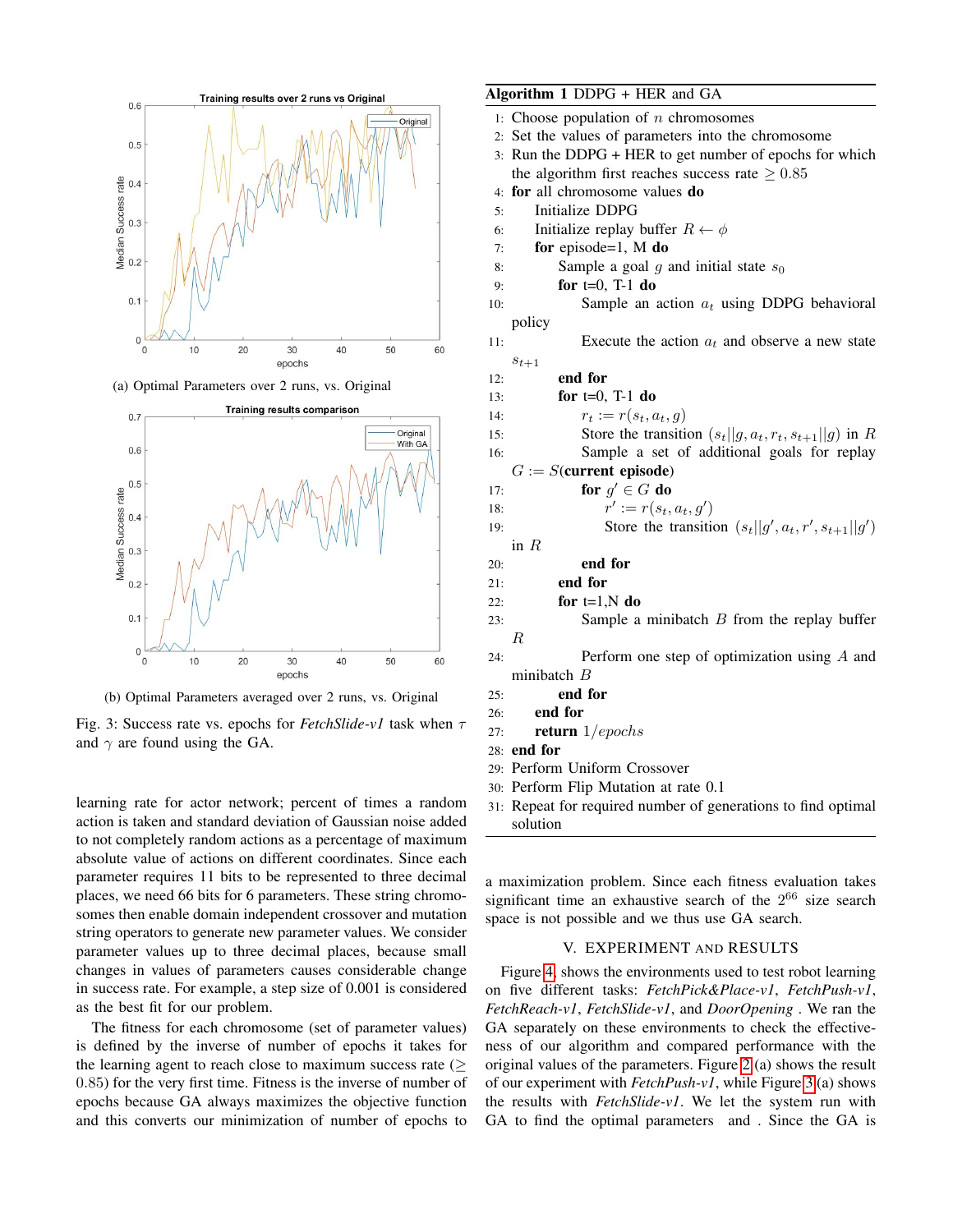(a) Optimal Parameters over 2 runs, vs. Original

(b) Optimal Parameters averaged over 2 runs, vs. Original

Fig. 3: Success rate vs. epochs for *FetchSlide-v1* task when $\tau$ and $\gamma$ are found using the GA.

learning rate for actor network; percent of times a random action is taken and standard deviation of Gaussian noise added to not completely random actions as a percentage of maximum absolute value of actions on different coordinates. Since each parameter requires 11 bits to be represented to three decimal places, we need 66 bits for 6 parameters. These string chromosomes then enable domain independent crossover and mutation string operators to generate new parameter values. We consider parameter values up to three decimal places, because small changes in values of parameters causes considerable change in success rate. For example, a step size of 0.001 is considered as the best fit for our problem.

The fitness for each chromosome (set of parameter values) is defined by the inverse of number of epochs it takes for the learning agent to reach close to maximum success rate ($\geq 0.85$) for the very first time. Fitness is the inverse of number of epochs because GA always maximizes the objective function and this converts our minimization of number of epochs to

**Algorithm 1** DDPG + HER and GA

```
1: Choose population of n chromosomes
2: Set the values of parameters into the chromosome
3: Run the DDPG + HER to get number of epochs for which
   the algorithm first reaches success rate ≥ 0.85
4: for all chromosome values do
5:     Initialize DDPG
6:     Initialize replay buffer R ← φ
7:     for episode=1, M do
8:         Sample a goal g and initial state s_0
9:         for t=0, T-1 do
10:            Sample an action a_t using DDPG behavioral
   policy
11:            Execute the action a_t and observe a new state
   s_{t+1}
12:        end for
13:        for t=0, T-1 do
14:            r_t := r(s_t, a_t, g)
15:            Store the transition (s_t||g, a_t, r_t, s_{t+1}||g) in R
16:            Sample a set of additional goals for replay
   G := S(current episode)
17:            for g' ∈ G do
18:                r' := r(s_t, a_t, g')
19:                Store the transition (s_t||g', a_t, r', s_{t+1}||g')
   in R
20:            end for
21:        end for
22:        for t=1,N do
23:            Sample a minibatch B from the replay buffer
   R
24:            Perform one step of optimization using A and
   minibatch B
25:        end for
26:    end for
27:    return 1/epochs
28: end for
29: Perform Uniform Crossover
30: Perform Flip Mutation at rate 0.1
31: Repeat for required number of generations to find optimal
   solution
```

a maximization problem. Since each fitness evaluation takes significant time an exhaustive search of the $2^{66}$ size search space is not possible and we thus use GA search.

## V. Experiment and Results

Figure 4, shows the environments used to test robot learning on five different tasks: *FetchPick&Place-v1*, *FetchPush-v1*, *FetchReach-v1*, *FetchSlide-v1*, and *DoorOpening* . We ran the GA separately on these environments to check the effectiveness of our algorithm and compared performance with the original values of the parameters. Figure 2 (a) shows the result of our experiment with *FetchPush-v1*, while Figure 3 (a) shows the results with *FetchSlide-v1*. We let the system run with GA to find the optimal parameters and . Since the GA is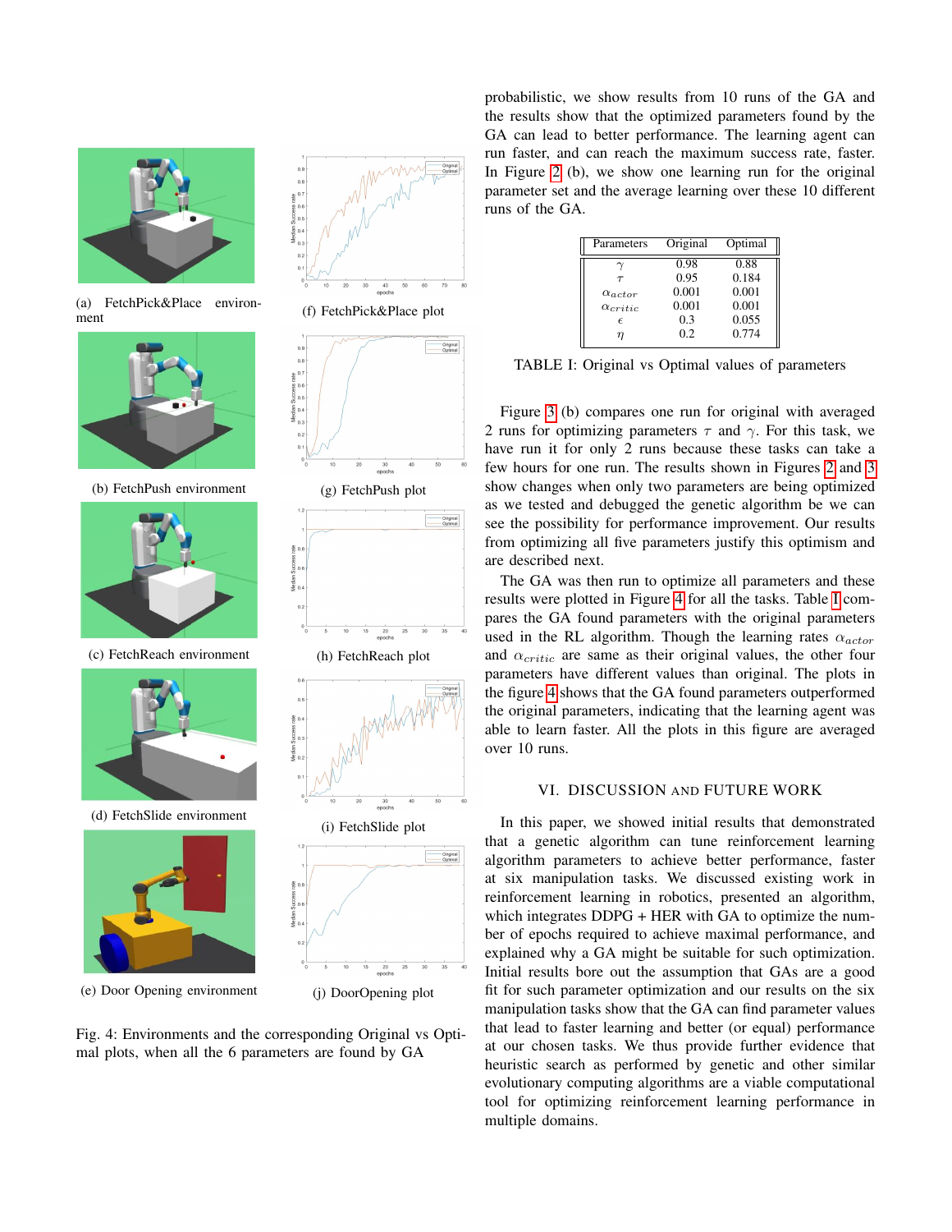(a) FetchPick&Place environment

(f) FetchPick&Place plot

(b) FetchPush environment

(g) FetchPush plot

(c) FetchReach environment

(h) FetchReach plot

(d) FetchSlide environment

(i) FetchSlide plot

(e) Door Opening environment

(j) DoorOpening plot

Fig. 4: Environments and the corresponding Original vs Optimal plots, when all the 6 parameters are found by GA

probabilistic, we show results from 10 runs of the GA and the results show that the optimized parameters found by the GA can lead to better performance. The learning agent can run faster, and can reach the maximum success rate, faster. In Figure 2 (b), we show one learning run for the original parameter set and the average learning over these 10 different runs of the GA.

| Parameters | Original | Optimal |
|---|---|---|
| $\gamma$ | 0.98 | 0.88 |
| $\tau$ | 0.95 | 0.184 |
| $\alpha_{actor}$ | 0.001 | 0.001 |
| $\alpha_{critic}$ | 0.001 | 0.001 |
| $\epsilon$ | 0.3 | 0.055 |
| $\eta$ | 0.2 | 0.774 |

TABLE I: Original vs Optimal values of parameters

Figure 3 (b) compares one run for original with averaged 2 runs for optimizing parameters $\tau$ and $\gamma$. For this task, we have run it for only 2 runs because these tasks can take a few hours for one run. The results shown in Figures 2 and 3 show changes when only two parameters are being optimized as we tested and debugged the genetic algorithm be we can see the possibility for performance improvement. Our results from optimizing all five parameters justify this optimism and are described next.

The GA was then run to optimize all parameters and these results were plotted in Figure 4 for all the tasks. Table I compares the GA found parameters with the original parameters used in the RL algorithm. Though the learning rates $\alpha_{actor}$ and $\alpha_{critic}$ are same as their original values, the other four parameters have different values than original. The plots in the figure 4 shows that the GA found parameters outperformed the original parameters, indicating that the learning agent was able to learn faster. All the plots in this figure are averaged over 10 runs.

## VI. Discussion and Future Work

In this paper, we showed initial results that demonstrated that a genetic algorithm can tune reinforcement learning algorithm parameters to achieve better performance, faster at six manipulation tasks. We discussed existing work in reinforcement learning in robotics, presented an algorithm, which integrates DDPG + HER with GA to optimize the number of epochs required to achieve maximal performance, and explained why a GA might be suitable for such optimization. Initial results bore out the assumption that GAs are a good fit for such parameter optimization and our results on the six manipulation tasks show that the GA can find parameter values that lead to faster learning and better (or equal) performance at our chosen tasks. We thus provide further evidence that heuristic search as performed by genetic and other similar evolutionary computing algorithms are a viable computational tool for optimizing reinforcement learning performance in multiple domains.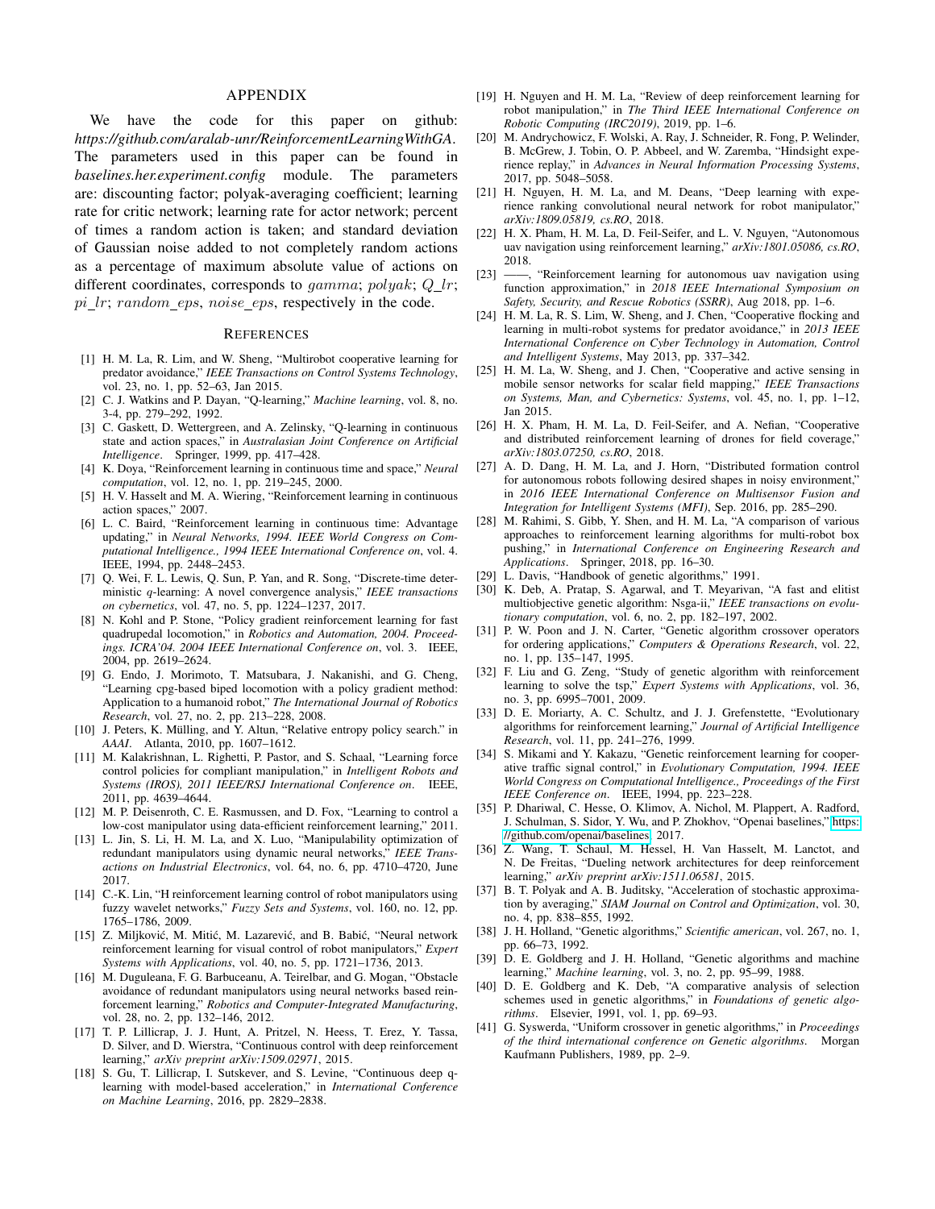## APPENDIX

We have the code for this paper on github: *https://github.com/aralab-unr/ReinforcementLearningWithGA*. The parameters used in this paper can be found in *baselines.her.experiment.config* module. The parameters are: discounting factor; polyak-averaging coefficient; learning rate for critic network; learning rate for actor network; percent of times a random action is taken; and standard deviation of Gaussian noise added to not completely random actions as a percentage of maximum absolute value of actions on different coordinates, corresponds to $gamma$; $polyak$; $Q\_lr$; $pi\_lr$; $random\_eps$, $noise\_eps$, respectively in the code.

## REFERENCES

[1] H. M. La, R. Lim, and W. Sheng, "Multirobot cooperative learning for predator avoidance," *IEEE Transactions on Control Systems Technology*, vol. 23, no. 1, pp. 52–63, Jan 2015.

[2] C. J. Watkins and P. Dayan, "Q-learning," *Machine learning*, vol. 8, no. 3-4, pp. 279–292, 1992.

[3] C. Gaskett, D. Wettergreen, and A. Zelinsky, "Q-learning in continuous state and action spaces," in *Australasian Joint Conference on Artificial Intelligence*. Springer, 1999, pp. 417–428.

[4] K. Doya, "Reinforcement learning in continuous time and space," *Neural computation*, vol. 12, no. 1, pp. 219–245, 2000.

[5] H. V. Hasselt and M. A. Wiering, "Reinforcement learning in continuous action spaces," 2007.

[6] L. C. Baird, "Reinforcement learning in continuous time: Advantage updating," in *Neural Networks, 1994. IEEE World Congress on Computational Intelligence., 1994 IEEE International Conference on*, vol. 4. IEEE, 1994, pp. 2448–2453.

[7] Q. Wei, F. L. Lewis, Q. Sun, P. Yan, and R. Song, "Discrete-time deterministic $q$-learning: A novel convergence analysis," *IEEE transactions on cybernetics*, vol. 47, no. 5, pp. 1224–1237, 2017.

[8] N. Kohl and P. Stone, "Policy gradient reinforcement learning for fast quadrupedal locomotion," in *Robotics and Automation, 2004. Proceedings. ICRA'04. 2004 IEEE International Conference on*, vol. 3. IEEE, 2004, pp. 2619–2624.

[9] G. Endo, J. Morimoto, T. Matsubara, J. Nakanishi, and G. Cheng, "Learning cpg-based biped locomotion with a policy gradient method: Application to a humanoid robot," *The International Journal of Robotics Research*, vol. 27, no. 2, pp. 213–228, 2008.

[10] J. Peters, K. Mülling, and Y. Altun, "Relative entropy policy search." in *AAAI*. Atlanta, 2010, pp. 1607–1612.

[11] M. Kalakrishnan, L. Righetti, P. Pastor, and S. Schaal, "Learning force control policies for compliant manipulation," in *Intelligent Robots and Systems (IROS), 2011 IEEE/RSJ International Conference on*. IEEE, 2011, pp. 4639–4644.

[12] M. P. Deisenroth, C. E. Rasmussen, and D. Fox, "Learning to control a low-cost manipulator using data-efficient reinforcement learning," 2011.

[13] L. Jin, S. Li, H. M. La, and X. Luo, "Manipulability optimization of redundant manipulators using dynamic neural networks," *IEEE Transactions on Industrial Electronics*, vol. 64, no. 6, pp. 4710–4720, June 2017.

[14] C.-K. Lin, "H reinforcement learning control of robot manipulators using fuzzy wavelet networks," *Fuzzy Sets and Systems*, vol. 160, no. 12, pp. 1765–1786, 2009.

[15] Z. Miljković, M. Mitić, M. Lazarević, and B. Babić, "Neural network reinforcement learning for visual control of robot manipulators," *Expert Systems with Applications*, vol. 40, no. 5, pp. 1721–1736, 2013.

[16] M. Duguleana, F. G. Barbuceanu, A. Teirelbar, and G. Mogan, "Obstacle avoidance of redundant manipulators using neural networks based reinforcement learning," *Robotics and Computer-Integrated Manufacturing*, vol. 28, no. 2, pp. 132–146, 2012.

[17] T. P. Lillicrap, J. J. Hunt, A. Pritzel, N. Heess, T. Erez, Y. Tassa, D. Silver, and D. Wierstra, "Continuous control with deep reinforcement learning," *arXiv preprint arXiv:1509.02971*, 2015.

[18] S. Gu, T. Lillicrap, I. Sutskever, and S. Levine, "Continuous deep q-learning with model-based acceleration," in *International Conference on Machine Learning*, 2016, pp. 2829–2838.

[19] H. Nguyen and H. M. La, "Review of deep reinforcement learning for robot manipulation," in *The Third IEEE International Conference on Robotic Computing (IRC2019)*, 2019, pp. 1–6.

[20] M. Andrychowicz, F. Wolski, A. Ray, J. Schneider, R. Fong, P. Welinder, B. McGrew, J. Tobin, O. P. Abbeel, and W. Zaremba, "Hindsight experience replay," in *Advances in Neural Information Processing Systems*, 2017, pp. 5048–5058.

[21] H. Nguyen, H. M. La, and M. Deans, "Deep learning with experience ranking convolutional neural network for robot manipulator," *arXiv:1809.05819, cs.RO*, 2018.

[22] H. X. Pham, H. M. La, D. Feil-Seifer, and L. V. Nguyen, "Autonomous uav navigation using reinforcement learning," *arXiv:1801.05086, cs.RO*, 2018.

[23] ——, "Reinforcement learning for autonomous uav navigation using function approximation," in *2018 IEEE International Symposium on Safety, Security, and Rescue Robotics (SSRR)*, Aug 2018, pp. 1–6.

[24] H. M. La, R. S. Lim, W. Sheng, and J. Chen, "Cooperative flocking and learning in multi-robot systems for predator avoidance," in *2013 IEEE International Conference on Cyber Technology in Automation, Control and Intelligent Systems*, May 2013, pp. 337–342.

[25] H. M. La, W. Sheng, and J. Chen, "Cooperative and active sensing in mobile sensor networks for scalar field mapping," *IEEE Transactions on Systems, Man, and Cybernetics: Systems*, vol. 45, no. 1, pp. 1–12, Jan 2015.

[26] H. X. Pham, H. M. La, D. Feil-Seifer, and A. Nefian, "Cooperative and distributed reinforcement learning of drones for field coverage," *arXiv:1803.07250, cs.RO*, 2018.

[27] A. D. Dang, H. M. La, and J. Horn, "Distributed formation control for autonomous robots following desired shapes in noisy environment," in *2016 IEEE International Conference on Multisensor Fusion and Integration for Intelligent Systems (MFI)*, Sep. 2016, pp. 285–290.

[28] M. Rahimi, S. Gibb, Y. Shen, and H. M. La, "A comparison of various approaches to reinforcement learning algorithms for multi-robot box pushing," in *International Conference on Engineering Research and Applications*. Springer, 2018, pp. 16–30.

[29] L. Davis, "Handbook of genetic algorithms," 1991.

[30] K. Deb, A. Pratap, S. Agarwal, and T. Meyarivan, "A fast and elitist multiobjective genetic algorithm: Nsga-ii," *IEEE transactions on evolutionary computation*, vol. 6, no. 2, pp. 182–197, 2002.

[31] P. W. Poon and J. N. Carter, "Genetic algorithm crossover operators for ordering applications," *Computers & Operations Research*, vol. 22, no. 1, pp. 135–147, 1995.

[32] F. Liu and G. Zeng, "Study of genetic algorithm with reinforcement learning to solve the tsp," *Expert Systems with Applications*, vol. 36, no. 3, pp. 6995–7001, 2009.

[33] D. E. Moriarty, A. C. Schultz, and J. J. Grefenstette, "Evolutionary algorithms for reinforcement learning," *Journal of Artificial Intelligence Research*, vol. 11, pp. 241–276, 1999.

[34] S. Mikami and Y. Kakazu, "Genetic reinforcement learning for cooperative traffic signal control," in *Evolutionary Computation, 1994. IEEE World Congress on Computational Intelligence., Proceedings of the First IEEE Conference on*. IEEE, 1994, pp. 223–228.

[35] P. Dhariwal, C. Hesse, O. Klimov, A. Nichol, M. Plappert, A. Radford, J. Schulman, S. Sidor, Y. Wu, and P. Zhokhov, "Openai baselines," https://github.com/openai/baselines, 2017.

[36] Z. Wang, T. Schaul, M. Hessel, H. Van Hasselt, M. Lanctot, and N. De Freitas, "Dueling network architectures for deep reinforcement learning," *arXiv preprint arXiv:1511.06581*, 2015.

[37] B. T. Polyak and A. B. Juditsky, "Acceleration of stochastic approximation by averaging," *SIAM Journal on Control and Optimization*, vol. 30, no. 4, pp. 838–855, 1992.

[38] J. H. Holland, "Genetic algorithms," *Scientific american*, vol. 267, no. 1, pp. 66–73, 1992.

[39] D. E. Goldberg and J. H. Holland, "Genetic algorithms and machine learning," *Machine learning*, vol. 3, no. 2, pp. 95–99, 1988.

[40] D. E. Goldberg and K. Deb, "A comparative analysis of selection schemes used in genetic algorithms," in *Foundations of genetic algorithms*. Elsevier, 1991, vol. 1, pp. 69–93.

[41] G. Syswerda, "Uniform crossover in genetic algorithms," in *Proceedings of the third international conference on Genetic algorithms*. Morgan Kaufmann Publishers, 1989, pp. 2–9.